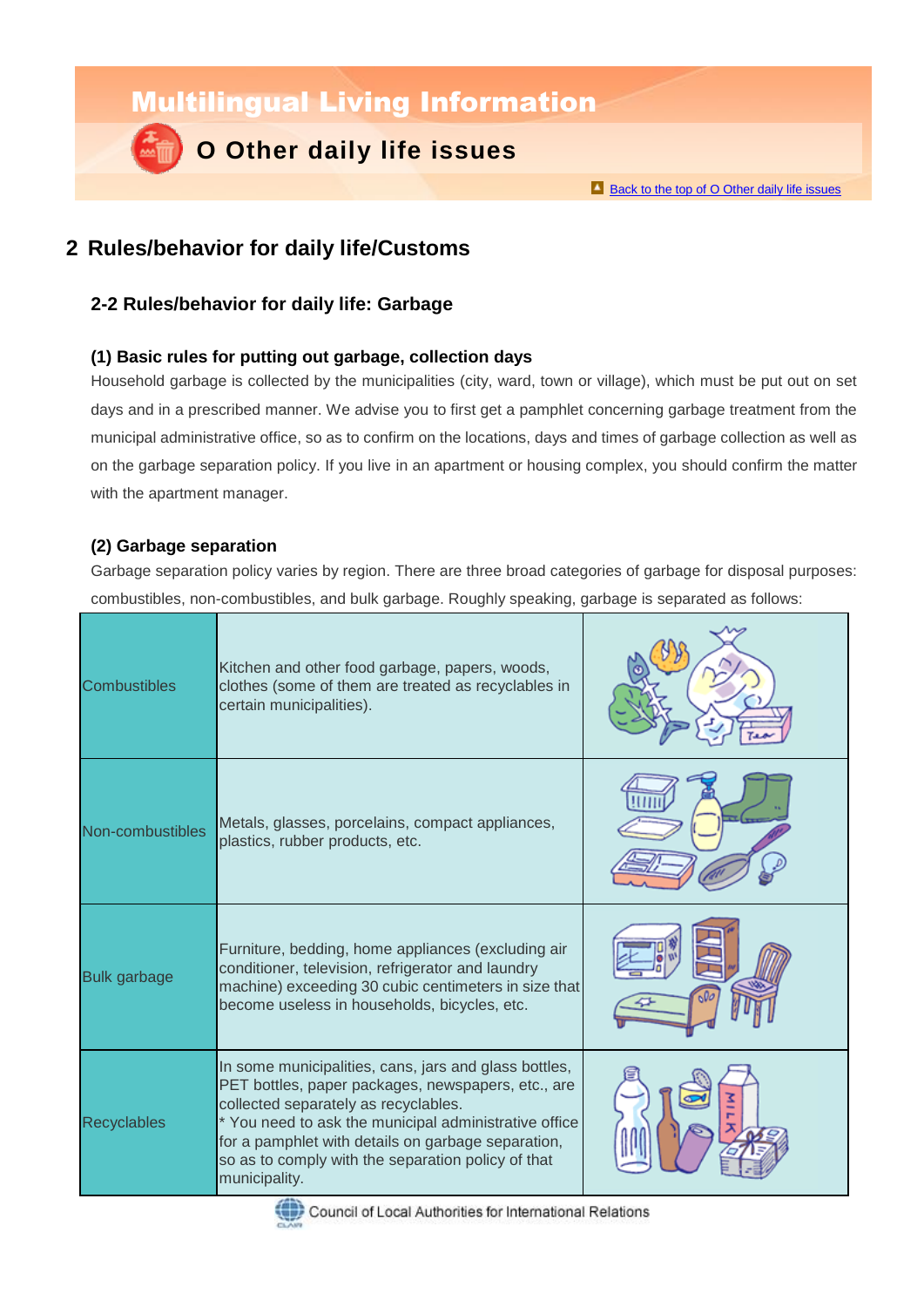# Multilingual Living Information

## O Other daily life issues

Back to the top of O Other daily life issues

## 2 Rules/behavior for daily life/Customs

### 2-2 Rules/behavior for daily life: Garbage

#### (1) Basic rules for putting out garbage, collection days

Household garbage is collected by the municipalities (city, ward, town or village), which must be put out on set days and in a prescribed manner. We advise you to first get a pamphlet concerning garbage treatment from the municipal administrative office, so as to confirm on the locations, days and times of garbage collection as well as on the garbage separation policy. If you live in an apartment or housing complex, you should confirm the matter with the apartment manager.

#### (2) Garbage separation

Garbage separation policy varies by region. There are three broad categories of garbage for disposal purposes: combustibles, non-combustibles, and bulk garbage. Roughly speaking, garbage is separated as follows:

| | | |
|---|---|---|
| Combustibles | Kitchen and other food garbage, papers, woods, clothes (some of them are treated as recyclables in certain municipalities). | |
| Non-combustibles | Metals, glasses, porcelains, compact appliances, plastics, rubber products, etc. | |
| Bulk garbage | Furniture, bedding, home appliances (excluding air conditioner, television, refrigerator and laundry machine) exceeding 30 cubic centimeters in size that become useless in households, bicycles, etc. | |
| Recyclables | In some municipalities, cans, jars and glass bottles, PET bottles, paper packages, newspapers, etc., are collected separately as recyclables.<br>* You need to ask the municipal administrative office for a pamphlet with details on garbage separation, so as to comply with the separation policy of that municipality. | |

Council of Local Authorities for International Relations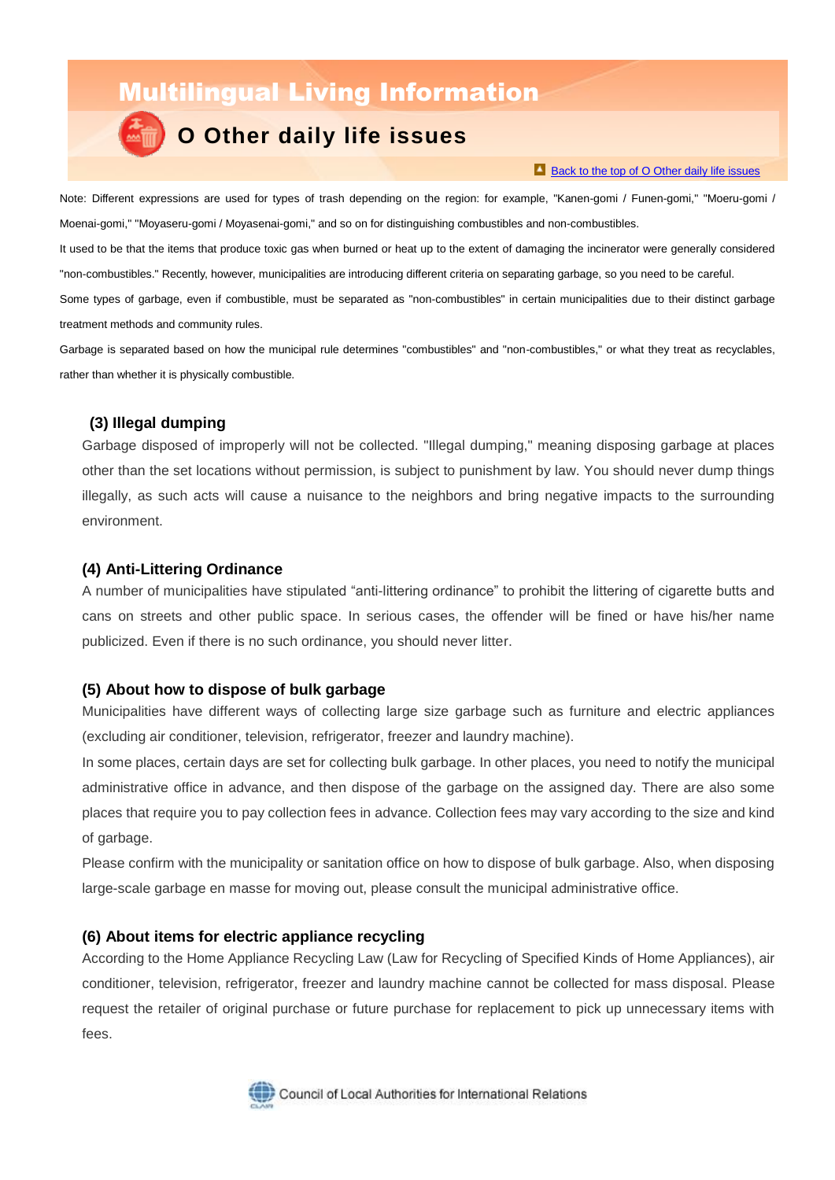# Multilingual Living Information

## O Other daily life issues

Back to the top of O Other daily life issues

Note: Different expressions are used for types of trash depending on the region: for example, "Kanen-gomi / Funen-gomi," "Moeru-gomi / Moenai-gomi," "Moyaseru-gomi / Moyasenai-gomi," and so on for distinguishing combustibles and non-combustibles.

It used to be that the items that produce toxic gas when burned or heat up to the extent of damaging the incinerator were generally considered "non-combustibles." Recently, however, municipalities are introducing different criteria on separating garbage, so you need to be careful.

Some types of garbage, even if combustible, must be separated as "non-combustibles" in certain municipalities due to their distinct garbage treatment methods and community rules.

Garbage is separated based on how the municipal rule determines "combustibles" and "non-combustibles," or what they treat as recyclables, rather than whether it is physically combustible.

### (3) Illegal dumping

Garbage disposed of improperly will not be collected. "Illegal dumping," meaning disposing garbage at places other than the set locations without permission, is subject to punishment by law. You should never dump things illegally, as such acts will cause a nuisance to the neighbors and bring negative impacts to the surrounding environment.

### (4) Anti-Littering Ordinance

A number of municipalities have stipulated “anti-littering ordinance” to prohibit the littering of cigarette butts and cans on streets and other public space. In serious cases, the offender will be fined or have his/her name publicized. Even if there is no such ordinance, you should never litter.

### (5) About how to dispose of bulk garbage

Municipalities have different ways of collecting large size garbage such as furniture and electric appliances (excluding air conditioner, television, refrigerator, freezer and laundry machine).

In some places, certain days are set for collecting bulk garbage. In other places, you need to notify the municipal administrative office in advance, and then dispose of the garbage on the assigned day. There are also some places that require you to pay collection fees in advance. Collection fees may vary according to the size and kind of garbage.

Please confirm with the municipality or sanitation office on how to dispose of bulk garbage. Also, when disposing large-scale garbage en masse for moving out, please consult the municipal administrative office.

### (6) About items for electric appliance recycling

According to the Home Appliance Recycling Law (Law for Recycling of Specified Kinds of Home Appliances), air conditioner, television, refrigerator, freezer and laundry machine cannot be collected for mass disposal. Please request the retailer of original purchase or future purchase for replacement to pick up unnecessary items with fees.

Council of Local Authorities for International Relations